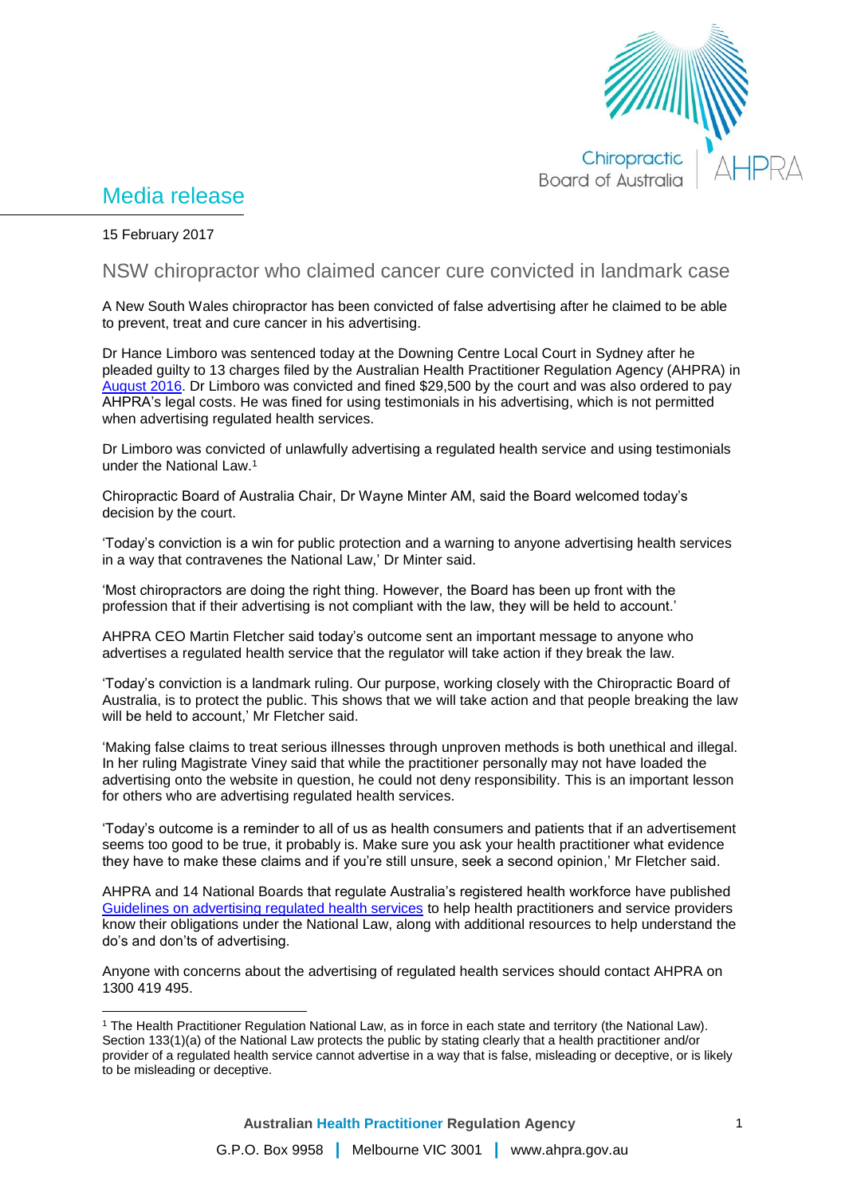# Media release

15 February 2017

## NSW chiropractor who claimed cancer cure convicted in landmark case

A New South Wales chiropractor has been convicted of false advertising after he claimed to be able to prevent, treat and cure cancer in his advertising.

Dr Hance Limboro was sentenced today at the Downing Centre Local Court in Sydney after he pleaded guilty to 13 charges filed by the Australian Health Practitioner Regulation Agency (AHPRA) in August 2016. Dr Limboro was convicted and fined $29,500 by the court and was also ordered to pay AHPRA's legal costs. He was fined for using testimonials in his advertising, which is not permitted when advertising regulated health services.

Dr Limboro was convicted of unlawfully advertising a regulated health service and using testimonials under the National Law.[1]

Chiropractic Board of Australia Chair, Dr Wayne Minter AM, said the Board welcomed today's decision by the court.

'Today's conviction is a win for public protection and a warning to anyone advertising health services in a way that contravenes the National Law,' Dr Minter said.

'Most chiropractors are doing the right thing. However, the Board has been up front with the profession that if their advertising is not compliant with the law, they will be held to account.'

AHPRA CEO Martin Fletcher said today's outcome sent an important message to anyone who advertises a regulated health service that the regulator will take action if they break the law.

'Today's conviction is a landmark ruling. Our purpose, working closely with the Chiropractic Board of Australia, is to protect the public. This shows that we will take action and that people breaking the law will be held to account,' Mr Fletcher said.

'Making false claims to treat serious illnesses through unproven methods is both unethical and illegal. In her ruling Magistrate Viney said that while the practitioner personally may not have loaded the advertising onto the website in question, he could not deny responsibility. This is an important lesson for others who are advertising regulated health services.

'Today's outcome is a reminder to all of us as health consumers and patients that if an advertisement seems too good to be true, it probably is. Make sure you ask your health practitioner what evidence they have to make these claims and if you're still unsure, seek a second opinion,' Mr Fletcher said.

AHPRA and 14 National Boards that regulate Australia's registered health workforce have published Guidelines on advertising regulated health services to help health practitioners and service providers know their obligations under the National Law, along with additional resources to help understand the do's and don'ts of advertising.

Anyone with concerns about the advertising of regulated health services should contact AHPRA on 1300 419 495.

---

[1] The Health Practitioner Regulation National Law, as in force in each state and territory (the National Law). Section 133(1)(a) of the National Law protects the public by stating clearly that a health practitioner and/or provider of a regulated health service cannot advertise in a way that is false, misleading or deceptive, or is likely to be misleading or deceptive.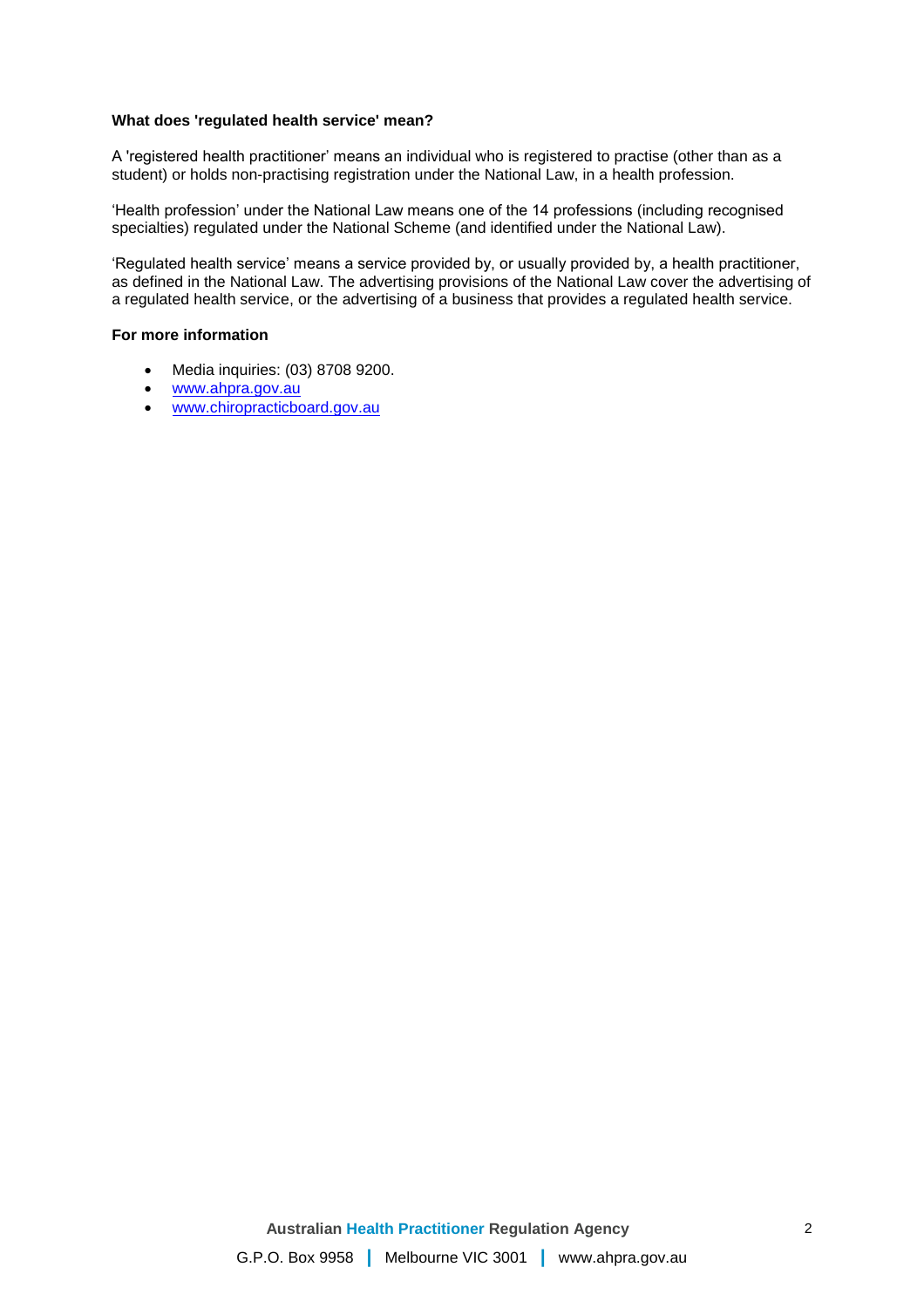**What does 'regulated health service' mean?**

A 'registered health practitioner' means an individual who is registered to practise (other than as a student) or holds non-practising registration under the National Law, in a health profession.

'Health profession' under the National Law means one of the 14 professions (including recognised specialties) regulated under the National Scheme (and identified under the National Law).

'Regulated health service' means a service provided by, or usually provided by, a health practitioner, as defined in the National Law. The advertising provisions of the National Law cover the advertising of a regulated health service, or the advertising of a business that provides a regulated health service.

**For more information**

- Media inquiries: (03) 8708 9200.
- www.ahpra.gov.au
- www.chiropracticboard.gov.au